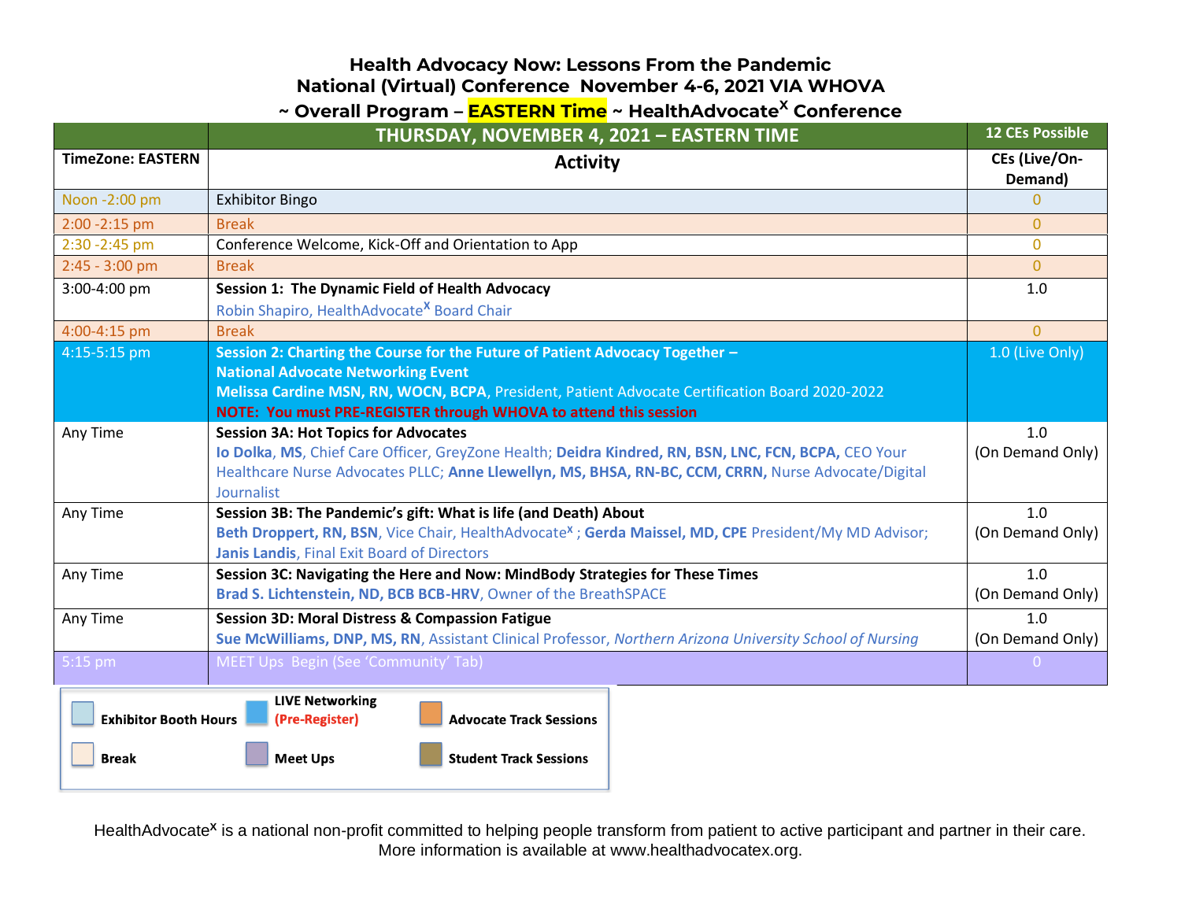# Health Advocacy Now: Lessons From the Pandemic
## National (Virtual) Conference November 4-6, 2021 VIA WHOVA
## ~ Overall Program – EASTERN Time ~ HealthAdvocate$^{X}$ Conference

| | THURSDAY, NOVEMBER 4, 2021 – EASTERN TIME | 12 CEs Possible |
|---|---|---|
| **TimeZone: EASTERN** | **Activity** | **CEs (Live/On-Demand)** |
| Noon -2:00 pm | Exhibitor Bingo | 0 |
| 2:00 -2:15 pm | Break | 0 |
| 2:30 -2:45 pm | Conference Welcome, Kick-Off and Orientation to App | 0 |
| 2:45 - 3:00 pm | Break | 0 |
| 3:00-4:00 pm | **Session 1: The Dynamic Field of Health Advocacy**<br>Robin Shapiro, HealthAdvocate$^{X}$ Board Chair | 1.0 |
| 4:00-4:15 pm | Break | 0 |
| 4:15-5:15 pm | **Session 2: Charting the Course for the Future of Patient Advocacy Together – National Advocate Networking Event**<br>**Melissa Cardine MSN, RN, WOCN, BCPA**, President, Patient Advocate Certification Board 2020-2022<br>**NOTE: You must PRE-REGISTER through WHOVA to attend this session** | 1.0 (Live Only) |
| Any Time | **Session 3A: Hot Topics for Advocates**<br>**Io Dolka, MS**, Chief Care Officer, GreyZone Health; **Deidra Kindred, RN, BSN, LNC, FCN, BCPA,** CEO Your Healthcare Nurse Advocates PLLC; **Anne Llewellyn, MS, BHSA, RN-BC, CCM, CRRN,** Nurse Advocate/Digital Journalist | 1.0 (On Demand Only) |
| Any Time | **Session 3B: The Pandemic's gift: What is life (and Death) About**<br>**Beth Droppert, RN, BSN**, Vice Chair, HealthAdvocate$^{x}$ ; **Gerda Maissel, MD, CPE** President/My MD Advisor; **Janis Landis**, Final Exit Board of Directors | 1.0 (On Demand Only) |
| Any Time | **Session 3C: Navigating the Here and Now: MindBody Strategies for These Times**<br>**Brad S. Lichtenstein, ND, BCB BCB-HRV**, Owner of the BreathSPACE | 1.0 (On Demand Only) |
| Any Time | **Session 3D: Moral Distress & Compassion Fatigue**<br>**Sue McWilliams, DNP, MS, RN**, Assistant Clinical Professor, *Northern Arizona University School of Nursing* | 1.0 (On Demand Only) |
| 5:15 pm | MEET Ups Begin (See 'Community' Tab) | 0 |

**Legend:** Exhibitor Booth Hours | LIVE Networking (Pre-Register) | Advocate Track Sessions | Break | Meet Ups | Student Track Sessions

HealthAdvocate$^{x}$ is a national non-profit committed to helping people transform from patient to active participant and partner in their care. More information is available at www.healthadvocatex.org.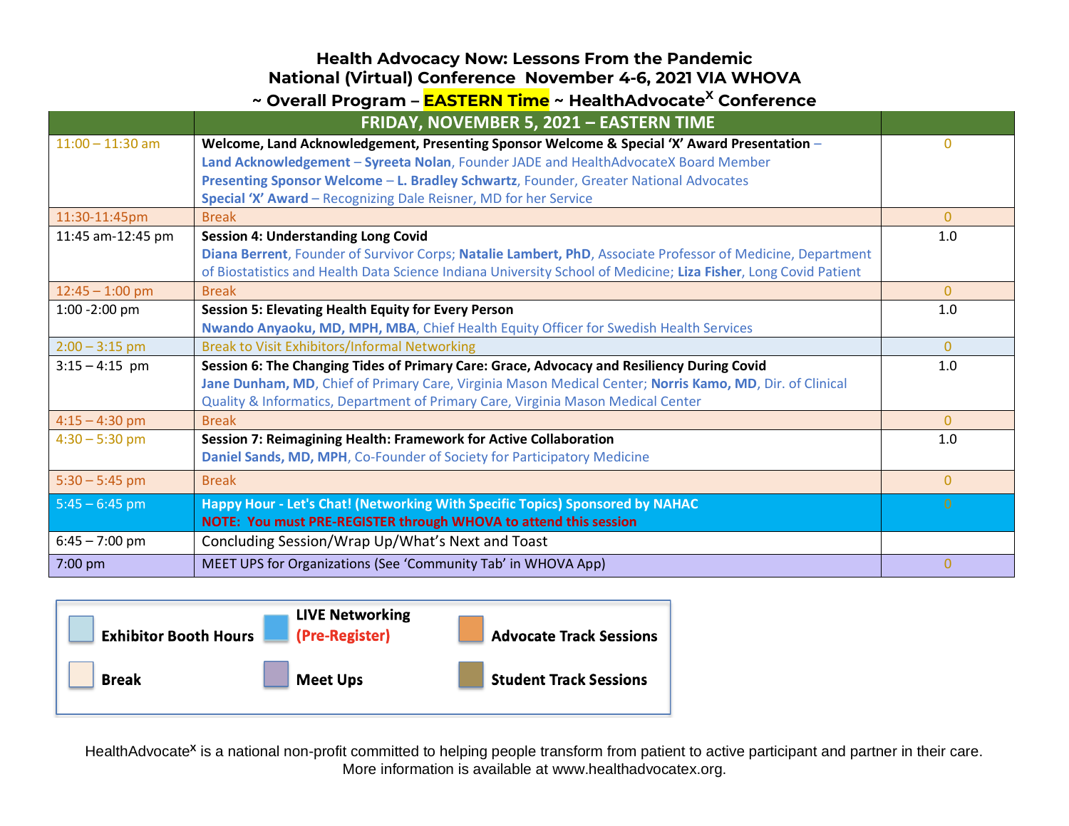# Health Advocacy Now: Lessons From the Pandemic

## National (Virtual) Conference November 4-6, 2021 VIA WHOVA

## ~ Overall Program – EASTERN Time ~ HealthAdvocate^X Conference

| | FRIDAY, NOVEMBER 5, 2021 – EASTERN TIME | |
|---|---|---|
| 11:00 – 11:30 am | **Welcome, Land Acknowledgement, Presenting Sponsor Welcome & Special 'X' Award Presentation** – **Land Acknowledgement** – **Syreeta Nolan**, Founder JADE and HealthAdvocateX Board Member **Presenting Sponsor Welcome** – **L. Bradley Schwartz**, Founder, Greater National Advocates **Special 'X' Award** – Recognizing Dale Reisner, MD for her Service | 0 |
| 11:30-11:45pm | Break | 0 |
| 11:45 am-12:45 pm | **Session 4: Understanding Long Covid** **Diana Berrent**, Founder of Survivor Corps; **Natalie Lambert, PhD**, Associate Professor of Medicine, Department of Biostatistics and Health Data Science Indiana University School of Medicine; **Liza Fisher**, Long Covid Patient | 1.0 |
| 12:45 – 1:00 pm | Break | 0 |
| 1:00 -2:00 pm | **Session 5: Elevating Health Equity for Every Person** **Nwando Anyaoku, MD, MPH, MBA**, Chief Health Equity Officer for Swedish Health Services | 1.0 |
| 2:00 – 3:15 pm | Break to Visit Exhibitors/Informal Networking | 0 |
| 3:15 – 4:15 pm | **Session 6: The Changing Tides of Primary Care: Grace, Advocacy and Resiliency During Covid** **Jane Dunham, MD**, Chief of Primary Care, Virginia Mason Medical Center; **Norris Kamo, MD**, Dir. of Clinical Quality & Informatics, Department of Primary Care, Virginia Mason Medical Center | 1.0 |
| 4:15 – 4:30 pm | Break | 0 |
| 4:30 – 5:30 pm | **Session 7: Reimagining Health: Framework for Active Collaboration** **Daniel Sands, MD, MPH**, Co-Founder of Society for Participatory Medicine | 1.0 |
| 5:30 – 5:45 pm | Break | 0 |
| 5:45 – 6:45 pm | **Happy Hour - Let's Chat! (Networking With Specific Topics) Sponsored by NAHAC** **NOTE: You must PRE-REGISTER through WHOVA to attend this session** | 0 |
| 6:45 – 7:00 pm | Concluding Session/Wrap Up/What's Next and Toast | |
| 7:00 pm | MEET UPS for Organizations (See 'Community Tab' in WHOVA App) | 0 |

**Legend:**

- **Exhibitor Booth Hours**
- **LIVE Networking (Pre-Register)**
- **Advocate Track Sessions**
- **Break**
- **Meet Ups**
- **Student Track Sessions**

HealthAdvocate^X is a national non-profit committed to helping people transform from patient to active participant and partner in their care. More information is available at www.healthadvocatex.org.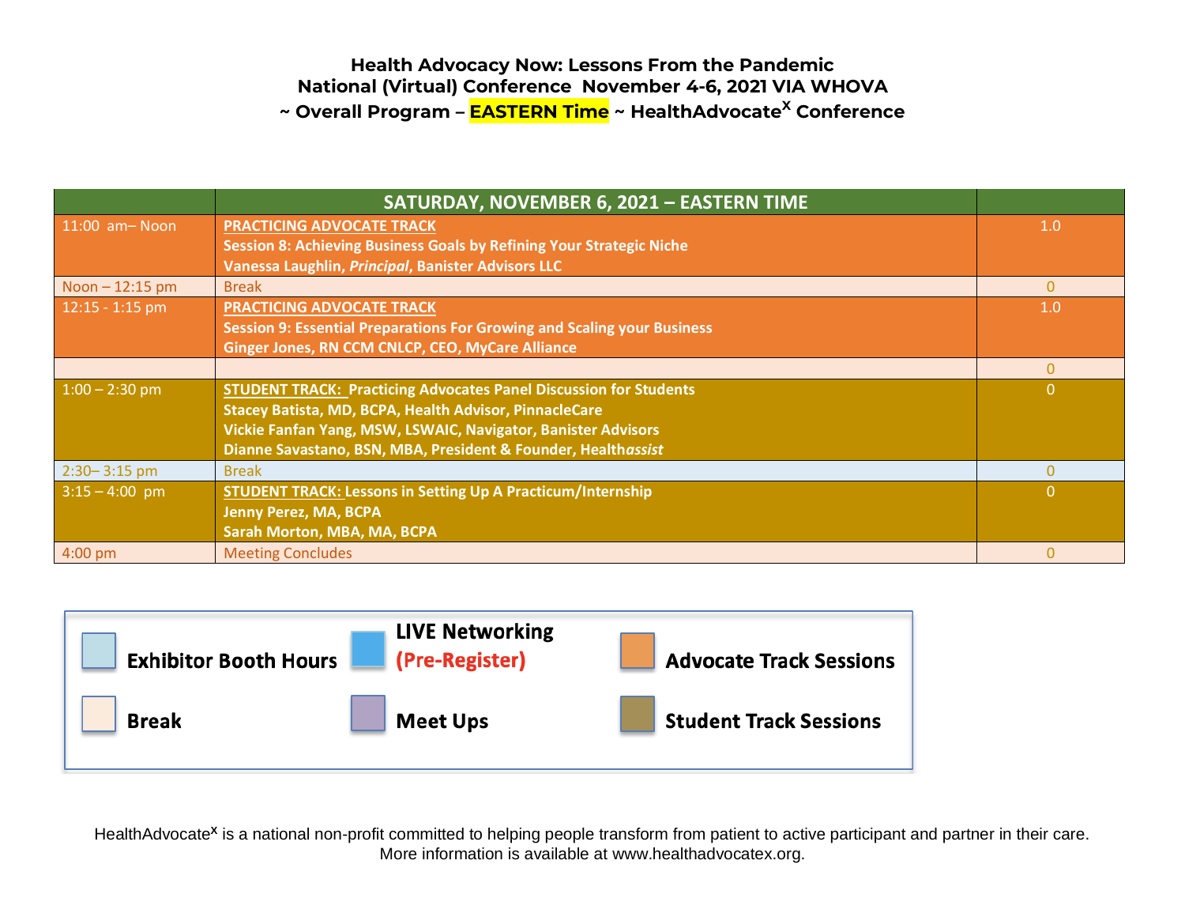**Health Advocacy Now: Lessons From the Pandemic**
**National (Virtual) Conference November 4-6, 2021 VIA WHOVA**
**~ Overall Program – EASTERN Time ~ HealthAdvocate[X] Conference**

| | SATURDAY, NOVEMBER 6, 2021 – EASTERN TIME | |
|---|---|---|
| 11:00 am– Noon | **PRACTICING ADVOCATE TRACK**<br>**Session 8: Achieving Business Goals by Refining Your Strategic Niche**<br>**Vanessa Laughlin, *Principal*, Banister Advisors LLC** | 1.0 |
| Noon – 12:15 pm | Break | 0 |
| 12:15 - 1:15 pm | **PRACTICING ADVOCATE TRACK**<br>**Session 9: Essential Preparations For Growing and Scaling your Business**<br>**Ginger Jones, RN CCM CNLCP, CEO, MyCare Alliance** | 1.0 |
| | | 0 |
| 1:00 – 2:30 pm | **STUDENT TRACK: Practicing Advocates Panel Discussion for Students**<br>**Stacey Batista, MD, BCPA, Health Advisor, PinnacleCare**<br>**Vickie Fanfan Yang, MSW, LSWAIC, Navigator, Banister Advisors**<br>**Dianne Savastano, BSN, MBA, President & Founder, Health*assist*** | 0 |
| 2:30– 3:15 pm | Break | 0 |
| 3:15 – 4:00 pm | **STUDENT TRACK: Lessons in Setting Up A Practicum/Internship**<br>**Jenny Perez, MA, BCPA**<br>**Sarah Morton, MBA, MA, BCPA** | 0 |
| 4:00 pm | Meeting Concludes | 0 |

**Legend:**
- **Exhibitor Booth Hours**
- **LIVE Networking (Pre-Register)**
- **Advocate Track Sessions**
- **Break**
- **Meet Ups**
- **Student Track Sessions**

HealthAdvocate[X] is a national non-profit committed to helping people transform from patient to active participant and partner in their care. More information is available at www.healthadvocatex.org.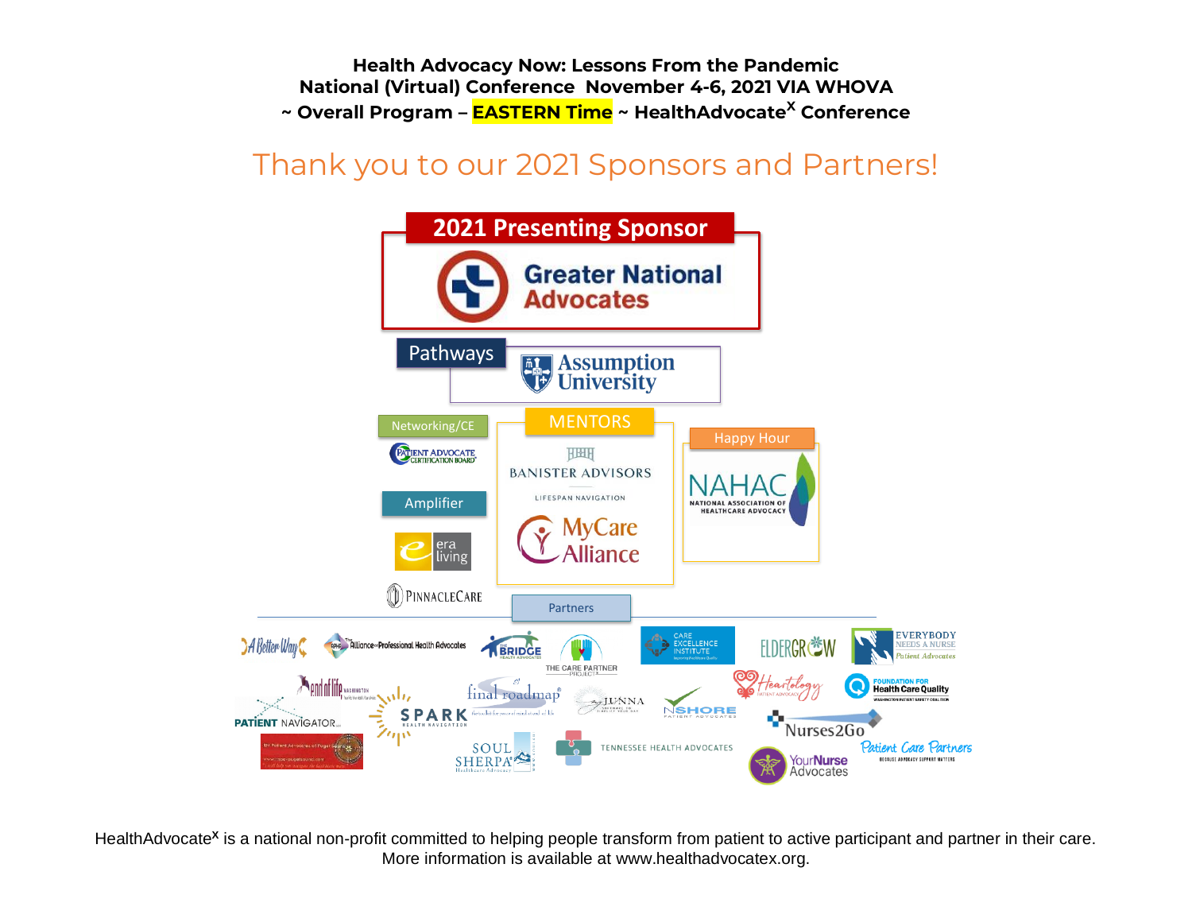**Health Advocacy Now: Lessons From the Pandemic**
**National (Virtual) Conference November 4-6, 2021 VIA WHOVA**
**~ Overall Program – EASTERN Time ~ HealthAdvocate$^{X}$ Conference**

## Thank you to our 2021 Sponsors and Partners!

**2021 Presenting Sponsor**

Greater National Advocates

**Pathways**

Assumption University

**Networking/CE**

Patient Advocate Certification Board

**Amplifier**

era living

PinnacleCare

**MENTORS**

Banister Advisors

Lifespan Navigation

MyCare Alliance

**Happy Hour**

NAHAC National Association of Healthcare Advocacy

**Partners**

A Better Way

Alliance of Professional Health Advocates

The Bridge Health Advocates

The Care Partner Project

Care Excellence Institute

ElderGrow

Everybody Needs a Nurse Patient Advocates

End of Life Washington

Patient Navigator

Spark Health Navigation

final roadmap

Junna

NShore Patient Advocates

Heartology Patient Advocacy

Foundation for Health Care Quality

Nurses2Go

The Patient Advocates of Puget Sound

Soul Sherpa Healthcare Advocacy

Tennessee Health Advocates

YourNurse Advocates

Patient Care Partners

HealthAdvocate$^{X}$ is a national non-profit committed to helping people transform from patient to active participant and partner in their care. More information is available at www.healthadvocatex.org.